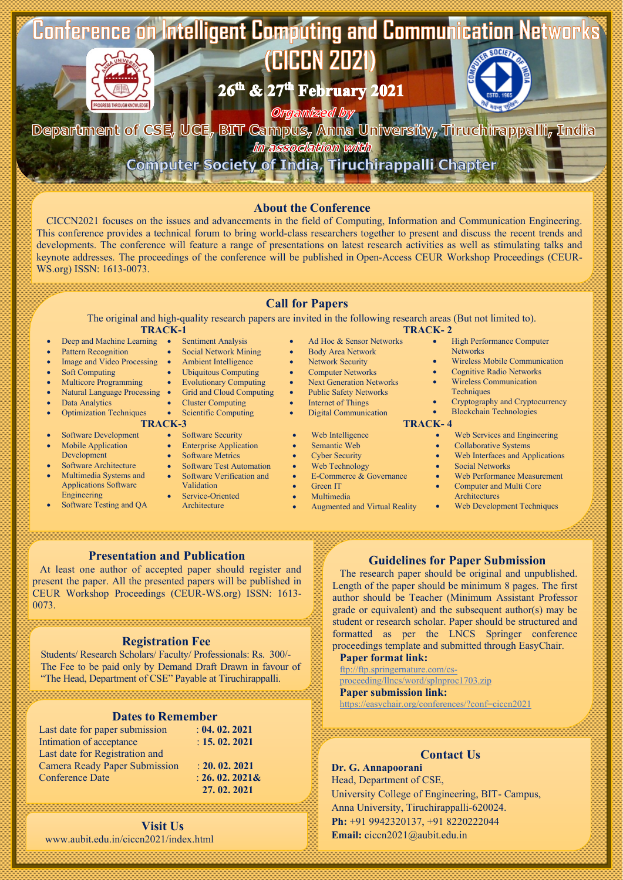# Conference on Intelligent Computing and Communication Networks (CICCN 2021)

**26th & 27th February 2021**

*Organized by*

**Department of CSE, UCE, BIT Campus, Anna University, Tiruchirappalli, India**

*in association with*

**Computer Society of India, Tiruchirappalli Chapter**

## About the Conference

CICCN2021 focuses on the issues and advancements in the field of Computing, Information and Communication Engineering. This conference provides a technical forum to bring world-class researchers together to present and discuss the recent trends and developments. The conference will feature a range of presentations on latest research activities as well as stimulating talks and keynote addresses. The proceedings of the conference will be published in Open-Access CEUR Workshop Proceedings (CEUR-WS.org) ISSN: 1613-0073.

## Call for Papers

The original and high-quality research papers are invited in the following research areas (But not limited to).

### TRACK-1

- Deep and Machine Learning
- Pattern Recognition
- Image and Video Processing
- Soft Computing
- Multicore Programming
- Natural Language Processing
- Data Analytics
- Optimization Techniques
- Sentiment Analysis
- Social Network Mining
- Ambient Intelligence
- Ubiquitous Computing
- Evolutionary Computing
- Grid and Cloud Computing
- Cluster Computing
- Scientific Computing

### TRACK- 2

- Ad Hoc & Sensor Networks
- Body Area Network
- Network Security
- Computer Networks
- Next Generation Networks
- Public Safety Networks
- Internet of Things
- Digital Communication
- High Performance Computer Networks
- Wireless Mobile Communication
- Cognitive Radio Networks
- Wireless Communication Techniques
- Cryptography and Cryptocurrency
- Blockchain Technologies

### TRACK-3

- Software Development
- Mobile Application Development
- Software Architecture
- Multimedia Systems and Applications Software Engineering
- Software Testing and QA
- Software Security
- Enterprise Application
- Software Metrics
- Software Test Automation
- Software Verification and Validation
- Service-Oriented Architecture

### TRACK- 4

- Web Intelligence
- Semantic Web
- Cyber Security
- Web Technology
- E-Commerce & Governance
- Green IT
- Multimedia
- Augmented and Virtual Reality
- Web Services and Engineering
- Collaborative Systems
- Web Interfaces and Applications
- Social Networks
- Web Performance Measurement
- Computer and Multi Core Architectures
- Web Development Techniques

## Presentation and Publication

At least one author of accepted paper should register and present the paper. All the presented papers will be published in CEUR Workshop Proceedings (CEUR-WS.org) ISSN: 1613-0073.

## Registration Fee

Students/ Research Scholars/ Faculty/ Professionals: Rs. 300/-
The Fee to be paid only by Demand Draft Drawn in favour of "The Head, Department of CSE" Payable at Tiruchirappalli.

## Dates to Remember

| | |
|---|---|
| Last date for paper submission | : **04. 02. 2021** |
| Intimation of acceptance | : **15. 02. 2021** |
| Last date for Registration and Camera Ready Paper Submission | : **20. 02. 2021** |
| Conference Date | : **26. 02. 2021& 27. 02. 2021** |

## Visit Us

www.aubit.edu.in/ciccn2021/index.html

## Guidelines for Paper Submission

The research paper should be original and unpublished. Length of the paper should be minimum 8 pages. The first author should be Teacher (Minimum Assistant Professor grade or equivalent) and the subsequent author(s) may be student or research scholar. Paper should be structured and formatted as per the LNCS Springer conference proceedings template and submitted through EasyChair.

**Paper format link:**
ftp://ftp.springernature.com/cs-proceeding/llncs/word/splnproc1703.zip

**Paper submission link:**
https://easychair.org/conferences/?conf=ciccn2021

## Contact Us

**Dr. G. Annapoorani**
Head, Department of CSE,
University College of Engineering, BIT- Campus,
Anna University, Tiruchirappalli-620024.
**Ph:** +91 9942320137, +91 8220222044
**Email:** ciccn2021@aubit.edu.in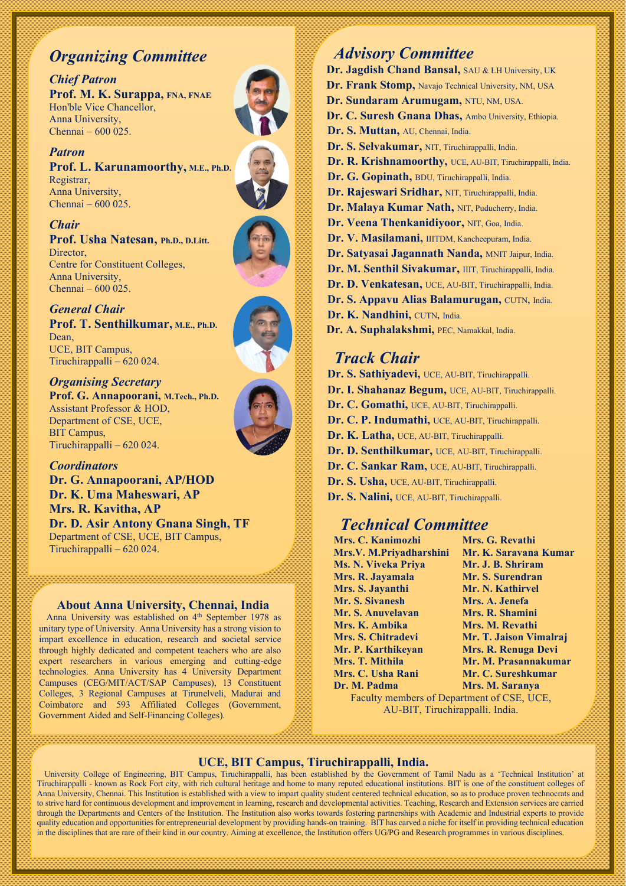## Organizing Committee

### Chief Patron

**Prof. M. K. Surappa, FNA, FNAE**
Hon'ble Vice Chancellor,
Anna University,
Chennai – 600 025.

### Patron

**Prof. L. Karunamoorthy, M.E., Ph.D.**
Registrar,
Anna University,
Chennai – 600 025.

### Chair

**Prof. Usha Natesan, Ph.D., D.Litt.**
Director,
Centre for Constituent Colleges,
Anna University,
Chennai – 600 025.

### General Chair

**Prof. T. Senthilkumar, M.E., Ph.D.**
Dean,
UCE, BIT Campus,
Tiruchirappalli – 620 024.

### Organising Secretary

**Prof. G. Annapoorani, M.Tech., Ph.D.**
Assistant Professor & HOD,
Department of CSE, UCE,
BIT Campus,
Tiruchirappalli – 620 024.

### Coordinators

**Dr. G. Annapoorani, AP/HOD**
**Dr. K. Uma Maheswari, AP**
**Mrs. R. Kavitha, AP**
**Dr. D. Asir Antony Gnana Singh, TF**
Department of CSE, UCE, BIT Campus,
Tiruchirappalli – 620 024.

## About Anna University, Chennai, India

Anna University was established on 4th September 1978 as unitary type of University. Anna University has a strong vision to impart excellence in education, research and societal service through highly dedicated and competent teachers who are also expert researchers in various emerging and cutting-edge technologies. Anna University has 4 University Department Campuses (CEG/MIT/ACT/SAP Campuses), 13 Constituent Colleges, 3 Regional Campuses at Tirunelveli, Madurai and Coimbatore and 593 Affiliated Colleges (Government, Government Aided and Self-Financing Colleges).

## Advisory Committee

**Dr. Jagdish Chand Bansal,** SAU & LH University, UK
**Dr. Frank Stomp,** Navajo Technical University, NM, USA
**Dr. Sundaram Arumugam,** NTU, NM, USA.
**Dr. C. Suresh Gnana Dhas,** Ambo University, Ethiopia.
**Dr. S. Muttan,** AU, Chennai, India.
**Dr. S. Selvakumar,** NIT, Tiruchirappalli, India.
**Dr. R. Krishnamoorthy,** UCE, AU-BIT, Tiruchirappalli, India.
**Dr. G. Gopinath,** BDU, Tiruchirappalli, India.
**Dr. Rajeswari Sridhar,** NIT, Tiruchirappalli, India.
**Dr. Malaya Kumar Nath,** NIT, Puducherry, India.
**Dr. Veena Thenkanidiyoor,** NIT, Goa, India.
**Dr. V. Masilamani,** IIITDM, Kancheepuram, India.
**Dr. Satyasai Jagannath Nanda,** MNIT Jaipur, India.
**Dr. M. Senthil Sivakumar,** IIIT, Tiruchirappalli, India.
**Dr. D. Venkatesan,** UCE, AU-BIT, Tiruchirappalli, India.
**Dr. S. Appavu Alias Balamurugan,** CUTN, India.
**Dr. K. Nandhini,** CUTN, India.
**Dr. A. Suphalakshmi,** PEC, Namakkal, India.

## Track Chair

**Dr. S. Sathiyadevi,** UCE, AU-BIT, Tiruchirappalli.
**Dr. I. Shahanaz Begum,** UCE, AU-BIT, Tiruchirappalli.
**Dr. C. Gomathi,** UCE, AU-BIT, Tiruchirappalli.
**Dr. C. P. Indumathi,** UCE, AU-BIT, Tiruchirappalli.
**Dr. K. Latha,** UCE, AU-BIT, Tiruchirappalli.
**Dr. D. Senthilkumar,** UCE, AU-BIT, Tiruchirappalli.
**Dr. C. Sankar Ram,** UCE, AU-BIT, Tiruchirappalli.
**Dr. S. Usha,** UCE, AU-BIT, Tiruchirappalli.
**Dr. S. Nalini,** UCE, AU-BIT, Tiruchirappalli.

## Technical Committee

**Mrs. C. Kanimozhi**
**Mrs.V. M.Priyadharshini**
**Ms. N. Viveka Priya**
**Mrs. R. Jayamala**
**Mrs. S. Jayanthi**
**Mr. S. Sivanesh**
**Mr. S. Anuvelavan**
**Mrs. K. Ambika**
**Mrs. S. Chitradevi**
**Mr. P. Karthikeyan**
**Mrs. T. Mithila**
**Mrs. C. Usha Rani**
**Dr. M. Padma**
**Mrs. G. Revathi**
**Mr. K. Saravana Kumar**
**Mr. J. B. Shriram**
**Mr. S. Surendran**
**Mr. N. Kathirvel**
**Mrs. A. Jenefa**
**Mrs. R. Shamini**
**Mrs. M. Revathi**
**Mr. T. Jaison Vimalraj**
**Mrs. R. Renuga Devi**
**Mr. M. Prasannakumar**
**Mr. C. Sureshkumar**
**Mrs. M. Saranya**

Faculty members of Department of CSE, UCE, AU-BIT, Tiruchirappalli. India.

## UCE, BIT Campus, Tiruchirappalli, India.

University College of Engineering, BIT Campus, Tiruchirappalli, has been established by the Government of Tamil Nadu as a 'Technical Institution' at Tiruchirappalli - known as Rock Fort city, with rich cultural heritage and home to many reputed educational institutions. BIT is one of the constituent colleges of Anna University, Chennai. This Institution is established with a view to impart quality student centered technical education, so as to produce proven technocrats and to strive hard for continuous development and improvement in learning, research and developmental activities. Teaching, Research and Extension services are carried through the Departments and Centers of the Institution. The Institution also works towards fostering partnerships with Academic and Industrial experts to provide quality education and opportunities for entrepreneurial development by providing hands-on training. BIT has carved a niche for itself in providing technical education in the disciplines that are rare of their kind in our country. Aiming at excellence, the Institution offers UG/PG and Research programmes in various disciplines.